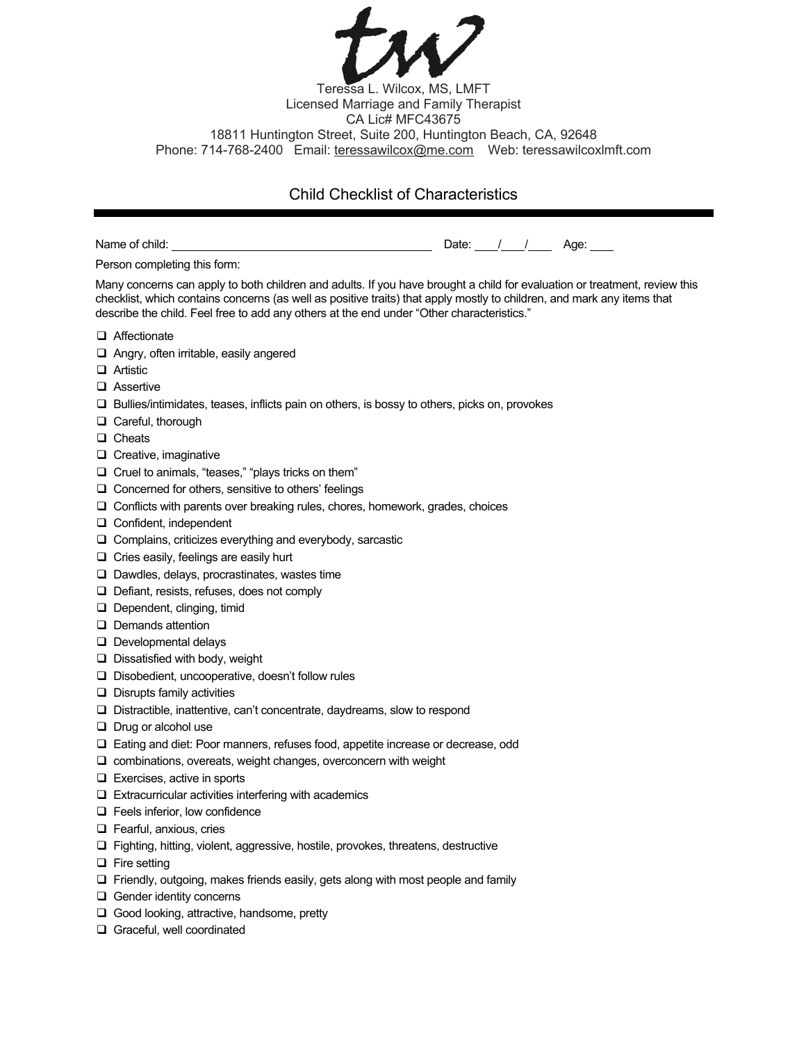Teressa L. Wilcox, MS, LMFT
Licensed Marriage and Family Therapist
CA Lic# MFC43675
18811 Huntington Street, Suite 200, Huntington Beach, CA, 92648
Phone: 714-768-2400 Email: teressawilcox@me.com Web: teressawilcoxlmft.com

# Child Checklist of Characteristics

Name of child: ________________________________________ Date: ___/___/___ Age: ___

Person completing this form:

Many concerns can apply to both children and adults. If you have brought a child for evaluation or treatment, review this checklist, which contains concerns (as well as positive traits) that apply mostly to children, and mark any items that describe the child. Feel free to add any others at the end under "Other characteristics."

- ❑ Affectionate
- ❑ Angry, often irritable, easily angered
- ❑ Artistic
- ❑ Assertive
- ❑ Bullies/intimidates, teases, inflicts pain on others, is bossy to others, picks on, provokes
- ❑ Careful, thorough
- ❑ Cheats
- ❑ Creative, imaginative
- ❑ Cruel to animals, "teases," "plays tricks on them"
- ❑ Concerned for others, sensitive to others' feelings
- ❑ Conflicts with parents over breaking rules, chores, homework, grades, choices
- ❑ Confident, independent
- ❑ Complains, criticizes everything and everybody, sarcastic
- ❑ Cries easily, feelings are easily hurt
- ❑ Dawdles, delays, procrastinates, wastes time
- ❑ Defiant, resists, refuses, does not comply
- ❑ Dependent, clinging, timid
- ❑ Demands attention
- ❑ Developmental delays
- ❑ Dissatisfied with body, weight
- ❑ Disobedient, uncooperative, doesn't follow rules
- ❑ Disrupts family activities
- ❑ Distractible, inattentive, can't concentrate, daydreams, slow to respond
- ❑ Drug or alcohol use
- ❑ Eating and diet: Poor manners, refuses food, appetite increase or decrease, odd
- ❑ combinations, overeats, weight changes, overconcern with weight
- ❑ Exercises, active in sports
- ❑ Extracurricular activities interfering with academics
- ❑ Feels inferior, low confidence
- ❑ Fearful, anxious, cries
- ❑ Fighting, hitting, violent, aggressive, hostile, provokes, threatens, destructive
- ❑ Fire setting
- ❑ Friendly, outgoing, makes friends easily, gets along with most people and family
- ❑ Gender identity concerns
- ❑ Good looking, attractive, handsome, pretty
- ❑ Graceful, well coordinated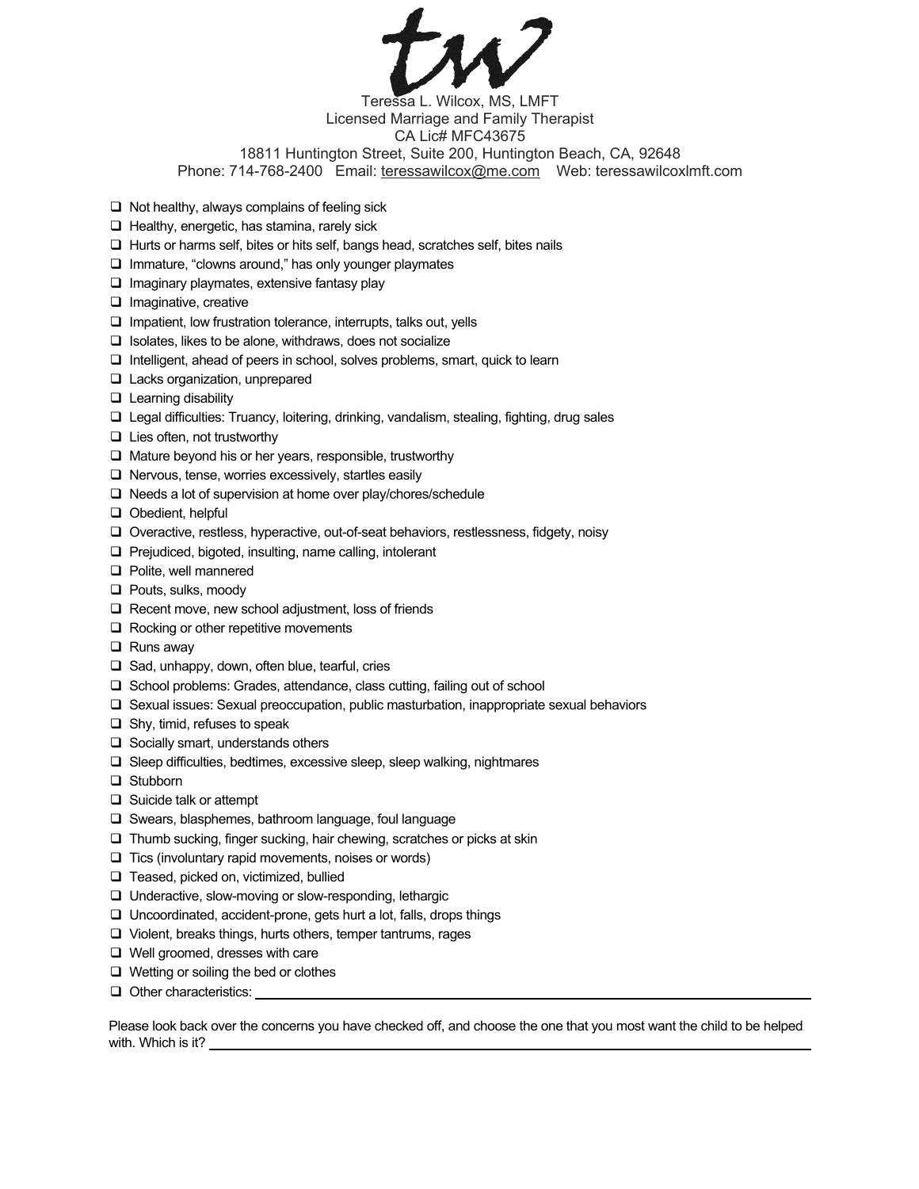Teressa L. Wilcox, MS, LMFT
Licensed Marriage and Family Therapist
CA Lic# MFC43675
18811 Huntington Street, Suite 200, Huntington Beach, CA, 92648
Phone: 714-768-2400 Email: teressawilcox@me.com Web: teressawilcoxlmft.com

- ❑ Not healthy, always complains of feeling sick
- ❑ Healthy, energetic, has stamina, rarely sick
- ❑ Hurts or harms self, bites or hits self, bangs head, scratches self, bites nails
- ❑ Immature, "clowns around," has only younger playmates
- ❑ Imaginary playmates, extensive fantasy play
- ❑ Imaginative, creative
- ❑ Impatient, low frustration tolerance, interrupts, talks out, yells
- ❑ Isolates, likes to be alone, withdraws, does not socialize
- ❑ Intelligent, ahead of peers in school, solves problems, smart, quick to learn
- ❑ Lacks organization, unprepared
- ❑ Learning disability
- ❑ Legal difficulties: Truancy, loitering, drinking, vandalism, stealing, fighting, drug sales
- ❑ Lies often, not trustworthy
- ❑ Mature beyond his or her years, responsible, trustworthy
- ❑ Nervous, tense, worries excessively, startles easily
- ❑ Needs a lot of supervision at home over play/chores/schedule
- ❑ Obedient, helpful
- ❑ Overactive, restless, hyperactive, out-of-seat behaviors, restlessness, fidgety, noisy
- ❑ Prejudiced, bigoted, insulting, name calling, intolerant
- ❑ Polite, well mannered
- ❑ Pouts, sulks, moody
- ❑ Recent move, new school adjustment, loss of friends
- ❑ Rocking or other repetitive movements
- ❑ Runs away
- ❑ Sad, unhappy, down, often blue, tearful, cries
- ❑ School problems: Grades, attendance, class cutting, failing out of school
- ❑ Sexual issues: Sexual preoccupation, public masturbation, inappropriate sexual behaviors
- ❑ Shy, timid, refuses to speak
- ❑ Socially smart, understands others
- ❑ Sleep difficulties, bedtimes, excessive sleep, sleep walking, nightmares
- ❑ Stubborn
- ❑ Suicide talk or attempt
- ❑ Swears, blasphemes, bathroom language, foul language
- ❑ Thumb sucking, finger sucking, hair chewing, scratches or picks at skin
- ❑ Tics (involuntary rapid movements, noises or words)
- ❑ Teased, picked on, victimized, bullied
- ❑ Underactive, slow-moving or slow-responding, lethargic
- ❑ Uncoordinated, accident-prone, gets hurt a lot, falls, drops things
- ❑ Violent, breaks things, hurts others, temper tantrums, rages
- ❑ Well groomed, dresses with care
- ❑ Wetting or soiling the bed or clothes
- ❑ Other characteristics: ____________________________________________

Please look back over the concerns you have checked off, and choose the one that you most want the child to be helped with. Which is it? ____________________________________________